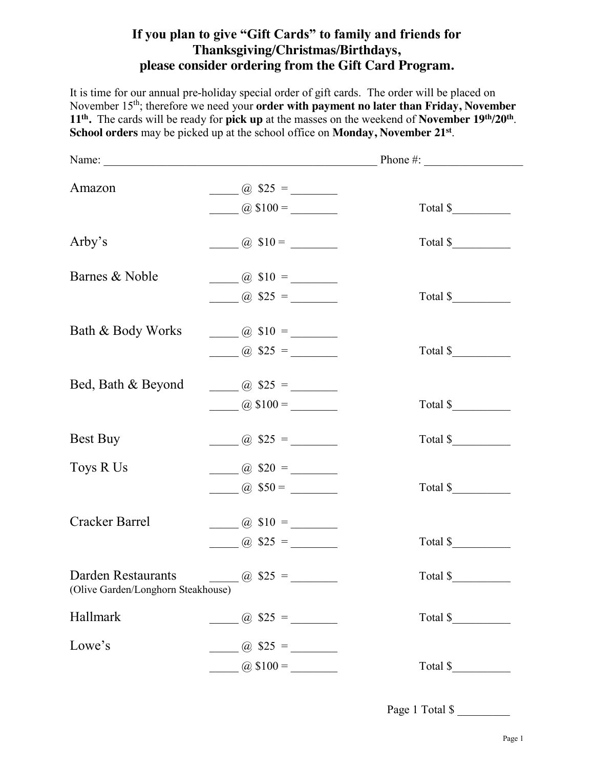# If you plan to give "Gift Cards" to family and friends for Thanksgiving/Christmas/Birthdays, please consider ordering from the Gift Card Program.

It is time for our annual pre-holiday special order of gift cards. The order will be placed on November 15th; therefore we need your **order with payment no later than Friday, November 11th.** The cards will be ready for **pick up** at the masses on the weekend of **November 19th/20th**. **School orders** may be picked up at the school office on **Monday, November 21st**.

Name: ______________________________________________ Phone #: ________________

| Store | Quantity @ Value = Amount | Total |
|---|---|---|
| Amazon | _____ @ $25 = ________ | |
| | _____ @ $100 = ________ | Total $_________ |
| Arby's | _____ @ $10 = ________ | Total $_________ |
| Barnes & Noble | _____ @ $10 = ________ | |
| | _____ @ $25 = ________ | Total $_________ |
| Bath & Body Works | _____ @ $10 = ________ | |
| | _____ @ $25 = ________ | Total $_________ |
| Bed, Bath & Beyond | _____ @ $25 = ________ | |
| | _____ @ $100 = ________ | Total $_________ |
| Best Buy | _____ @ $25 = ________ | Total $_________ |
| Toys R Us | _____ @ $20 = ________ | |
| | _____ @ $50 = ________ | Total $_________ |
| Cracker Barrel | _____ @ $10 = ________ | |
| | _____ @ $25 = ________ | Total $_________ |
| Darden Restaurants (Olive Garden/Longhorn Steakhouse) | _____ @ $25 = ________ | Total $_________ |
| Hallmark | _____ @ $25 = ________ | Total $_________ |
| Lowe's | _____ @ $25 = ________ | |
| | _____ @ $100 = ________ | Total $_________ |

Page 1 Total $ _________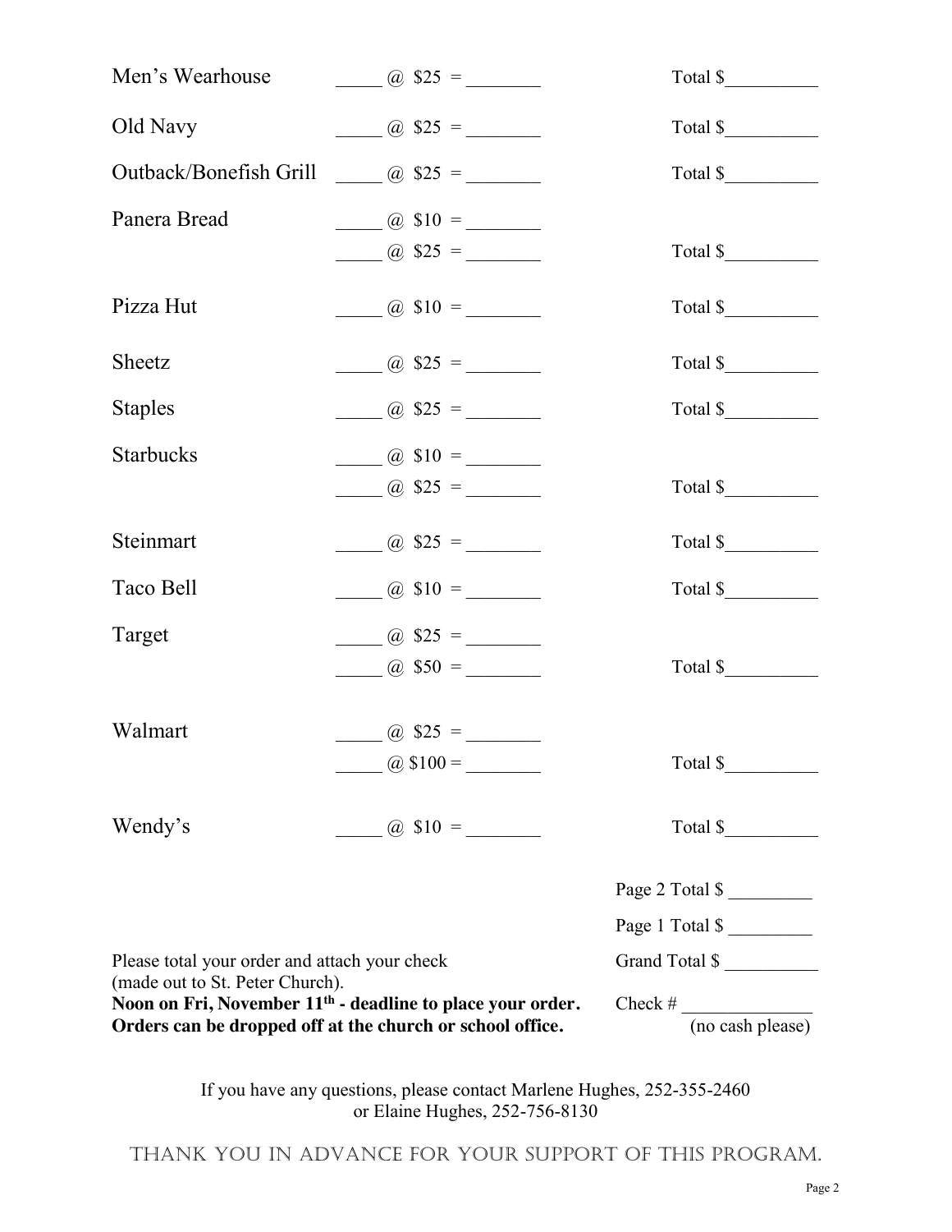| | | |
|---|---|---|
| Men's Wearhouse | _____ @ $25 = ________ | Total $__________ |
| Old Navy | _____ @ $25 = ________ | Total $__________ |
| Outback/Bonefish Grill | _____ @ $25 = ________ | Total $__________ |
| Panera Bread | _____ @ $10 = ________ | |
| | _____ @ $25 = ________ | Total $__________ |
| Pizza Hut | _____ @ $10 = ________ | Total $__________ |
| Sheetz | _____ @ $25 = ________ | Total $__________ |
| Staples | _____ @ $25 = ________ | Total $__________ |
| Starbucks | _____ @ $10 = ________ | |
| | _____ @ $25 = ________ | Total $__________ |
| Steinmart | _____ @ $25 = ________ | Total $__________ |
| Taco Bell | _____ @ $10 = ________ | Total $__________ |
| Target | _____ @ $25 = ________ | |
| | _____ @ $50 = ________ | Total $__________ |
| Walmart | _____ @ $25 = ________ | |
| | _____ @ $100 = ________ | Total $__________ |
| Wendy's | _____ @ $10 = ________ | Total $__________ |

Page 2 Total $ _________

Page 1 Total $ _________

Please total your order and attach your check (made out to St. Peter Church).

Grand Total $ __________

**Noon on Fri, November 11th - deadline to place your order.**
**Orders can be dropped off at the church or school office.**

Check # ______________
(no cash please)

If you have any questions, please contact Marlene Hughes, 252-355-2460 or Elaine Hughes, 252-756-8130

THANK YOU IN ADVANCE FOR YOUR SUPPORT OF THIS PROGRAM.